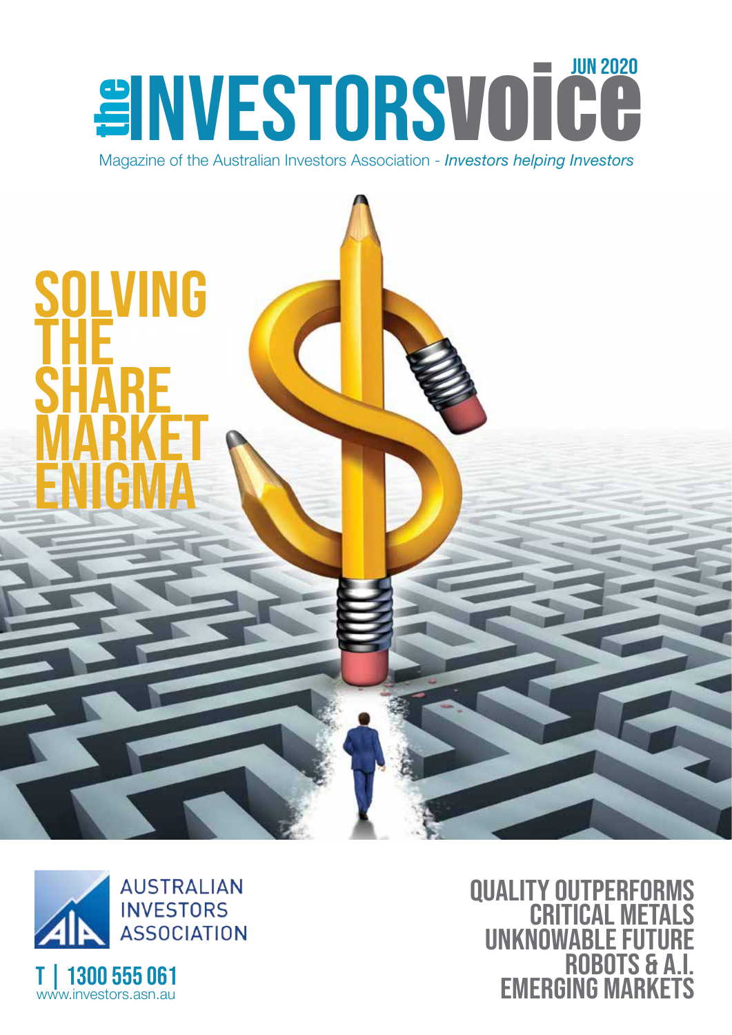# the INVESTORS voice

JUN 2020

Magazine of the Australian Investors Association - *Investors helping Investors*

## SOLVING THE SHARE MARKET ENIGMA

AUSTRALIAN INVESTORS ASSOCIATION

T | 1300 555 061
www.investors.asn.au

QUALITY OUTPERFORMS
CRITICAL METALS
UNKNOWABLE FUTURE
ROBOTS & A.I.
EMERGING MARKETS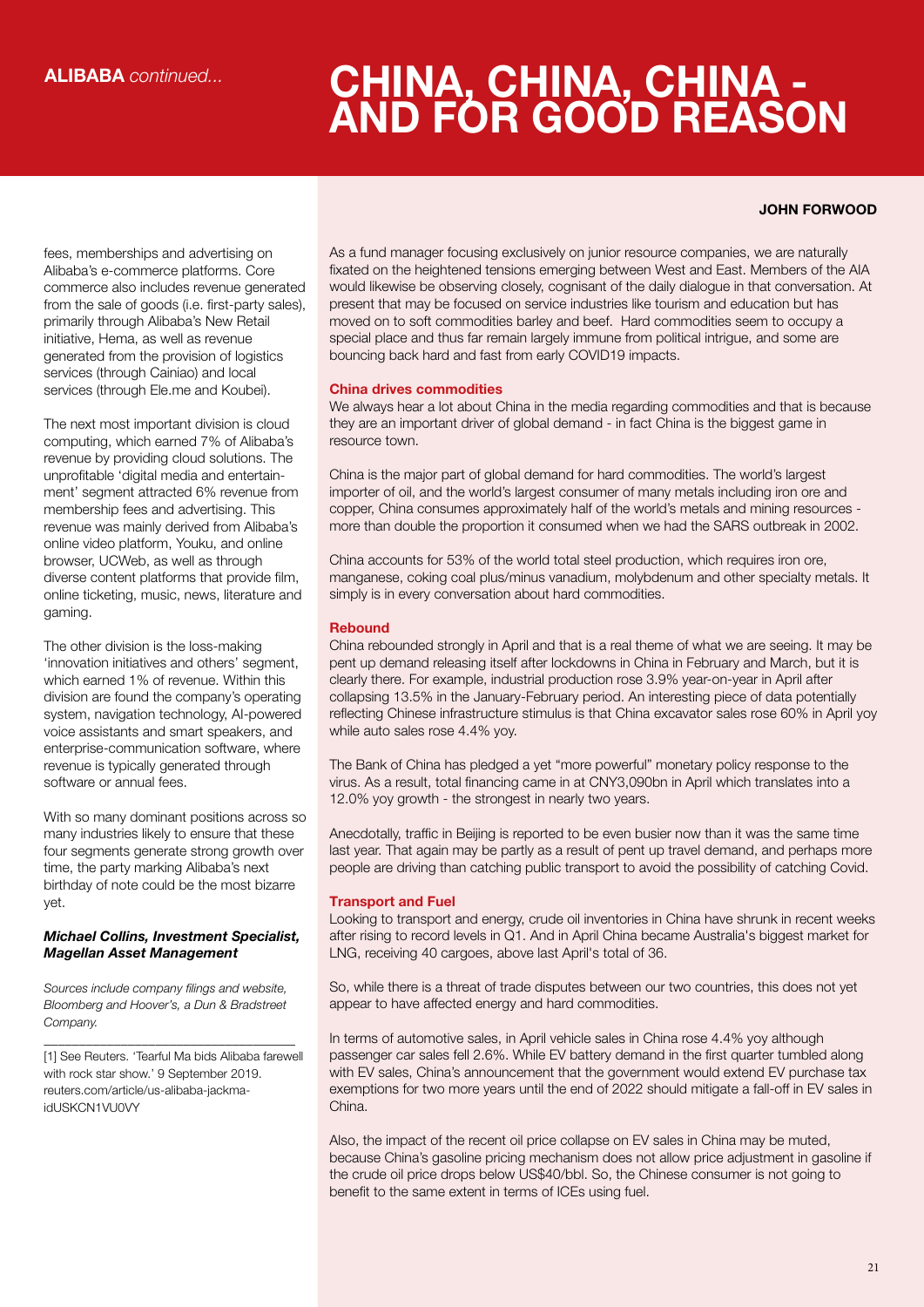## ALIBABA *continued...*

fees, memberships and advertising on Alibaba's e-commerce platforms. Core commerce also includes revenue generated from the sale of goods (i.e. first-party sales), primarily through Alibaba's New Retail initiative, Hema, as well as revenue generated from the provision of logistics services (through Cainiao) and local services (through Ele.me and Koubei).

The next most important division is cloud computing, which earned 7% of Alibaba's revenue by providing cloud solutions. The unprofitable 'digital media and entertainment' segment attracted 6% revenue from membership fees and advertising. This revenue was mainly derived from Alibaba's online video platform, Youku, and online browser, UCWeb, as well as through diverse content platforms that provide film, online ticketing, music, news, literature and gaming.

The other division is the loss-making 'innovation initiatives and others' segment, which earned 1% of revenue. Within this division are found the company's operating system, navigation technology, AI-powered voice assistants and smart speakers, and enterprise-communication software, where revenue is typically generated through software or annual fees.

With so many dominant positions across so many industries likely to ensure that these four segments generate strong growth over time, the party marking Alibaba's next birthday of note could be the most bizarre yet.

***Michael Collins, Investment Specialist, Magellan Asset Management***

*Sources include company filings and website, Bloomberg and Hoover's, a Dun & Bradstreet Company.*

[1] See Reuters. 'Tearful Ma bids Alibaba farewell with rock star show.' 9 September 2019. reuters.com/article/us-alibaba-jackma-idUSKCN1VU0VY

# CHINA, CHINA, CHINA - AND FOR GOOD REASON

**JOHN FORWOOD**

As a fund manager focusing exclusively on junior resource companies, we are naturally fixated on the heightened tensions emerging between West and East. Members of the AIA would likewise be observing closely, cognisant of the daily dialogue in that conversation. At present that may be focused on service industries like tourism and education but has moved on to soft commodities barley and beef. Hard commodities seem to occupy a special place and thus far remain largely immune from political intrigue, and some are bouncing back hard and fast from early COVID19 impacts.

### China drives commodities

We always hear a lot about China in the media regarding commodities and that is because they are an important driver of global demand - in fact China is the biggest game in resource town.

China is the major part of global demand for hard commodities. The world's largest importer of oil, and the world's largest consumer of many metals including iron ore and copper, China consumes approximately half of the world's metals and mining resources - more than double the proportion it consumed when we had the SARS outbreak in 2002.

China accounts for 53% of the world total steel production, which requires iron ore, manganese, coking coal plus/minus vanadium, molybdenum and other specialty metals. It simply is in every conversation about hard commodities.

### Rebound

China rebounded strongly in April and that is a real theme of what we are seeing. It may be pent up demand releasing itself after lockdowns in China in February and March, but it is clearly there. For example, industrial production rose 3.9% year-on-year in April after collapsing 13.5% in the January-February period. An interesting piece of data potentially reflecting Chinese infrastructure stimulus is that China excavator sales rose 60% in April yoy while auto sales rose 4.4% yoy.

The Bank of China has pledged a yet "more powerful" monetary policy response to the virus. As a result, total financing came in at CNY3,090bn in April which translates into a 12.0% yoy growth - the strongest in nearly two years.

Anecdotally, traffic in Beijing is reported to be even busier now than it was the same time last year. That again may be partly as a result of pent up travel demand, and perhaps more people are driving than catching public transport to avoid the possibility of catching Covid.

### Transport and Fuel

Looking to transport and energy, crude oil inventories in China have shrunk in recent weeks after rising to record levels in Q1. And in April China became Australia's biggest market for LNG, receiving 40 cargoes, above last April's total of 36.

So, while there is a threat of trade disputes between our two countries, this does not yet appear to have affected energy and hard commodities.

In terms of automotive sales, in April vehicle sales in China rose 4.4% yoy although passenger car sales fell 2.6%. While EV battery demand in the first quarter tumbled along with EV sales, China's announcement that the government would extend EV purchase tax exemptions for two more years until the end of 2022 should mitigate a fall-off in EV sales in China.

Also, the impact of the recent oil price collapse on EV sales in China may be muted, because China's gasoline pricing mechanism does not allow price adjustment in gasoline if the crude oil price drops below US$40/bbl. So, the Chinese consumer is not going to benefit to the same extent in terms of ICEs using fuel.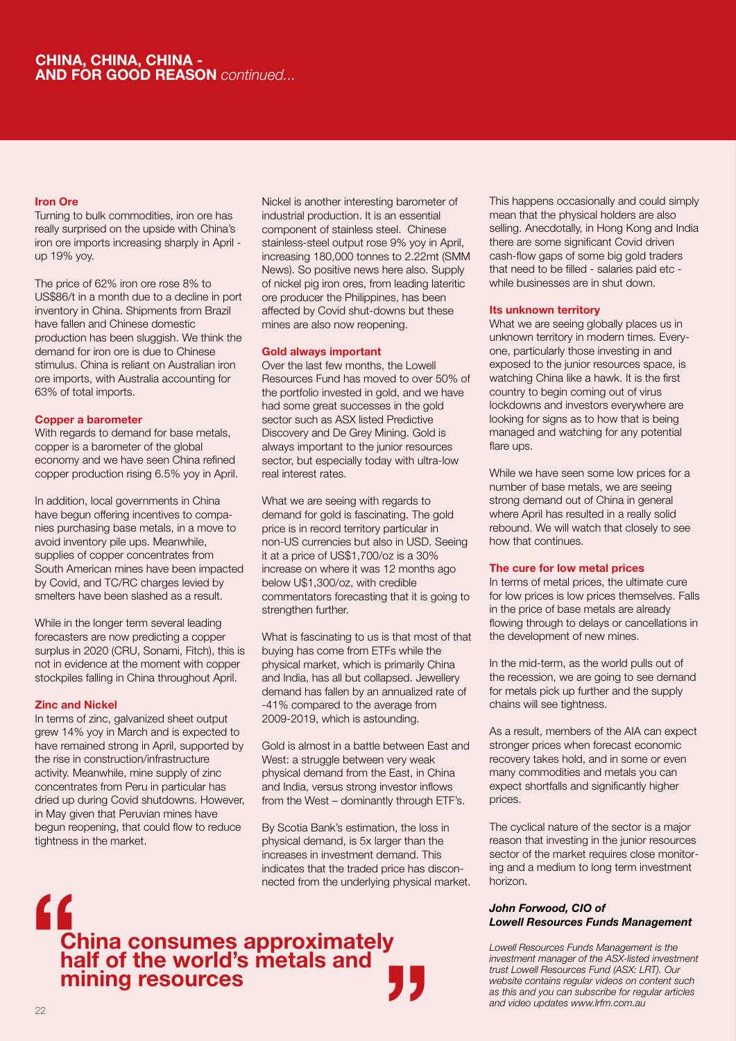## CHINA, CHINA, CHINA - AND FOR GOOD REASON *continued...*

### Iron Ore

Turning to bulk commodities, iron ore has really surprised on the upside with China's iron ore imports increasing sharply in April - up 19% yoy.

The price of 62% iron ore rose 8% to US$86/t in a month due to a decline in port inventory in China. Shipments from Brazil have fallen and Chinese domestic production has been sluggish. We think the demand for iron ore is due to Chinese stimulus. China is reliant on Australian iron ore imports, with Australia accounting for 63% of total imports.

### Copper a barometer

With regards to demand for base metals, copper is a barometer of the global economy and we have seen China refined copper production rising 6.5% yoy in April.

In addition, local governments in China have begun offering incentives to companies purchasing base metals, in a move to avoid inventory pile ups. Meanwhile, supplies of copper concentrates from South American mines have been impacted by Covid, and TC/RC charges levied by smelters have been slashed as a result.

While in the longer term several leading forecasters are now predicting a copper surplus in 2020 (CRU, Sonami, Fitch), this is not in evidence at the moment with copper stockpiles falling in China throughout April.

### Zinc and Nickel

In terms of zinc, galvanized sheet output grew 14% yoy in March and is expected to have remained strong in April, supported by the rise in construction/infrastructure activity. Meanwhile, mine supply of zinc concentrates from Peru in particular has dried up during Covid shutdowns. However, in May given that Peruvian mines have begun reopening, that could flow to reduce tightness in the market.

Nickel is another interesting barometer of industrial production. It is an essential component of stainless steel. Chinese stainless-steel output rose 9% yoy in April, increasing 180,000 tonnes to 2.22mt (SMM News). So positive news here also. Supply of nickel pig iron ores, from leading lateritic ore producer the Philippines, has been affected by Covid shut-downs but these mines are also now reopening.

### Gold always important

Over the last few months, the Lowell Resources Fund has moved to over 50% of the portfolio invested in gold, and we have had some great successes in the gold sector such as ASX listed Predictive Discovery and De Grey Mining. Gold is always important to the junior resources sector, but especially today with ultra-low real interest rates.

What we are seeing with regards to demand for gold is fascinating. The gold price is in record territory particular in non-US currencies but also in USD. Seeing it at a price of US$1,700/oz is a 30% increase on where it was 12 months ago below U$1,300/oz, with credible commentators forecasting that it is going to strengthen further.

What is fascinating to us is that most of that buying has come from ETFs while the physical market, which is primarily China and India, has all but collapsed. Jewellery demand has fallen by an annualized rate of -41% compared to the average from 2009-2019, which is astounding.

Gold is almost in a battle between East and West: a struggle between very weak physical demand from the East, in China and India, versus strong investor inflows from the West – dominantly through ETF's.

By Scotia Bank's estimation, the loss in physical demand, is 5x larger than the increases in investment demand. This indicates that the traded price has disconnected from the underlying physical market.

This happens occasionally and could simply mean that the physical holders are also selling. Anecdotally, in Hong Kong and India there are some significant Covid driven cash-flow gaps of some big gold traders that need to be filled - salaries paid etc - while businesses are in shut down.

### Its unknown territory

What we are seeing globally places us in unknown territory in modern times. Everyone, particularly those investing in and exposed to the junior resources space, is watching China like a hawk. It is the first country to begin coming out of virus lockdowns and investors everywhere are looking for signs as to how that is being managed and watching for any potential flare ups.

While we have seen some low prices for a number of base metals, we are seeing strong demand out of China in general where April has resulted in a really solid rebound. We will watch that closely to see how that continues.

### The cure for low metal prices

In terms of metal prices, the ultimate cure for low prices is low prices themselves. Falls in the price of base metals are already flowing through to delays or cancellations in the development of new mines.

In the mid-term, as the world pulls out of the recession, we are going to see demand for metals pick up further and the supply chains will see tightness.

As a result, members of the AIA can expect stronger prices when forecast economic recovery takes hold, and in some or even many commodities and metals you can expect shortfalls and significantly higher prices.

The cyclical nature of the sector is a major reason that investing in the junior resources sector of the market requires close monitoring and a medium to long term investment horizon.

***John Forwood, CIO of Lowell Resources Funds Management***

*Lowell Resources Funds Management is the investment manager of the ASX-listed investment trust Lowell Resources Fund (ASX: LRT). Our website contains regular videos on content such as this and you can subscribe for regular articles and video updates www.lrfm.com.au*

> **"China consumes approximately half of the world's metals and mining resources"**